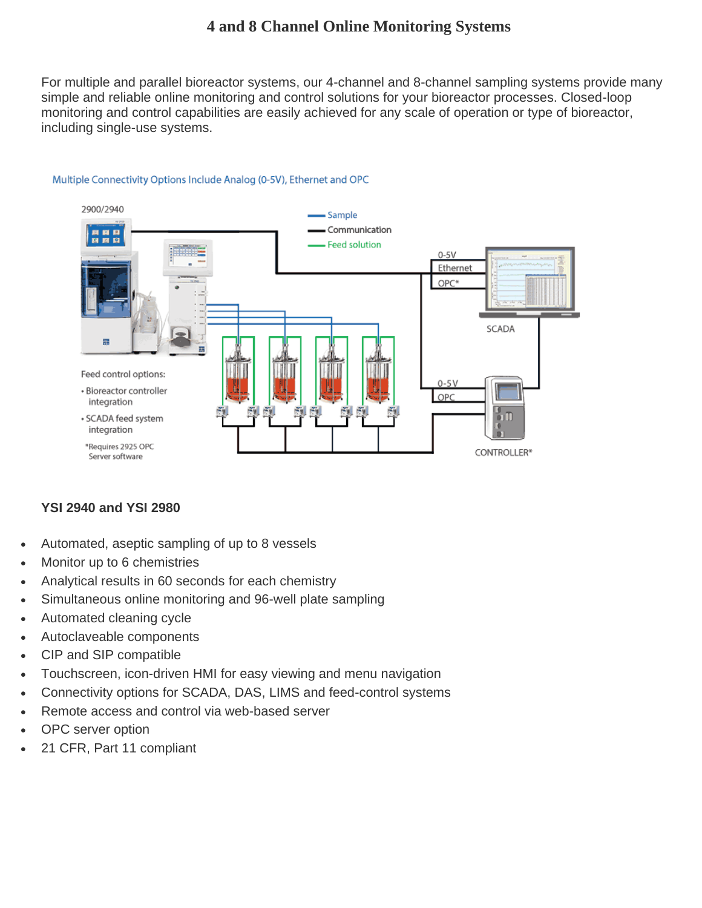# 4 and 8 Channel Online Monitoring Systems

For multiple and parallel bioreactor systems, our 4-channel and 8-channel sampling systems provide many simple and reliable online monitoring and control solutions for your bioreactor processes. Closed-loop monitoring and control capabilities are easily achieved for any scale of operation or type of bioreactor, including single-use systems.

Multiple Connectivity Options Include Analog (0-5V), Ethernet and OPC

2900/2940

Sample

Communication

Feed solution

0-5V

Ethernet

OPC*

SCADA

0-5V

OPC

CONTROLLER*

Feed control options:

- Bioreactor controller integration
- SCADA feed system integration

*Requires 2925 OPC Server software

### YSI 2940 and YSI 2980

- Automated, aseptic sampling of up to 8 vessels
- Monitor up to 6 chemistries
- Analytical results in 60 seconds for each chemistry
- Simultaneous online monitoring and 96-well plate sampling
- Automated cleaning cycle
- Autoclaveable components
- CIP and SIP compatible
- Touchscreen, icon-driven HMI for easy viewing and menu navigation
- Connectivity options for SCADA, DAS, LIMS and feed-control systems
- Remote access and control via web-based server
- OPC server option
- 21 CFR, Part 11 compliant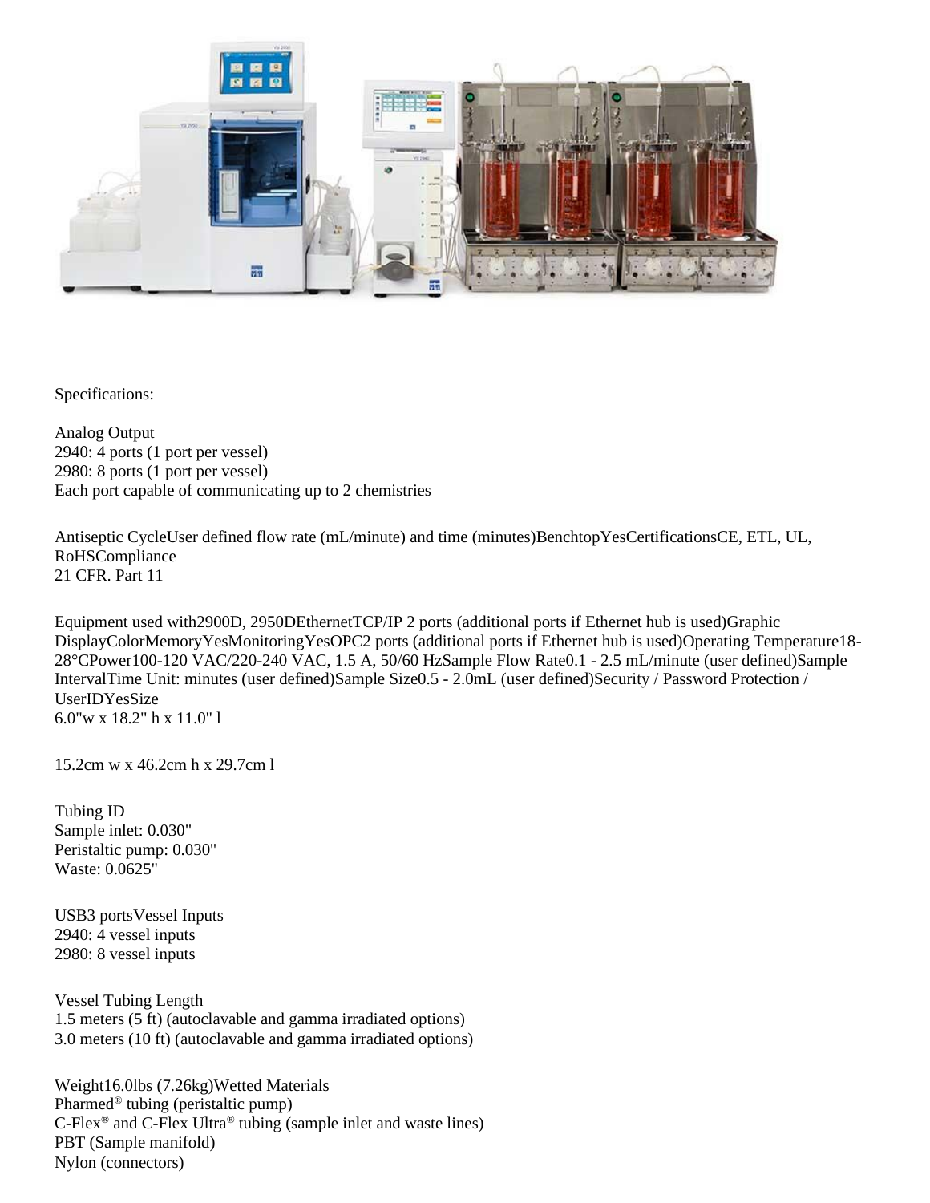Specifications:

Analog Output
2940: 4 ports (1 port per vessel)
2980: 8 ports (1 port per vessel)
Each port capable of communicating up to 2 chemistries

Antiseptic CycleUser defined flow rate (mL/minute) and time (minutes)BenchtopYesCertificationsCE, ETL, UL, RoHSCompliance
21 CFR. Part 11

Equipment used with2900D, 2950DEthernetTCP/IP 2 ports (additional ports if Ethernet hub is used)Graphic DisplayColorMemoryYesMonitoringYesOPC2 ports (additional ports if Ethernet hub is used)Operating Temperature18-28°CPower100-120 VAC/220-240 VAC, 1.5 A, 50/60 HzSample Flow Rate0.1 - 2.5 mL/minute (user defined)Sample IntervalTime Unit: minutes (user defined)Sample Size0.5 - 2.0mL (user defined)Security / Password Protection / UserIDYesSize
6.0"w x 18.2" h x 11.0" l

15.2cm w x 46.2cm h x 29.7cm l

Tubing ID
Sample inlet: 0.030"
Peristaltic pump: 0.030"
Waste: 0.0625"

USB3 portsVessel Inputs
2940: 4 vessel inputs
2980: 8 vessel inputs

Vessel Tubing Length
1.5 meters (5 ft) (autoclavable and gamma irradiated options)
3.0 meters (10 ft) (autoclavable and gamma irradiated options)

Weight16.0lbs (7.26kg)Wetted Materials
Pharmed® tubing (peristaltic pump)
C-Flex® and C-Flex Ultra® tubing (sample inlet and waste lines)
PBT (Sample manifold)
Nylon (connectors)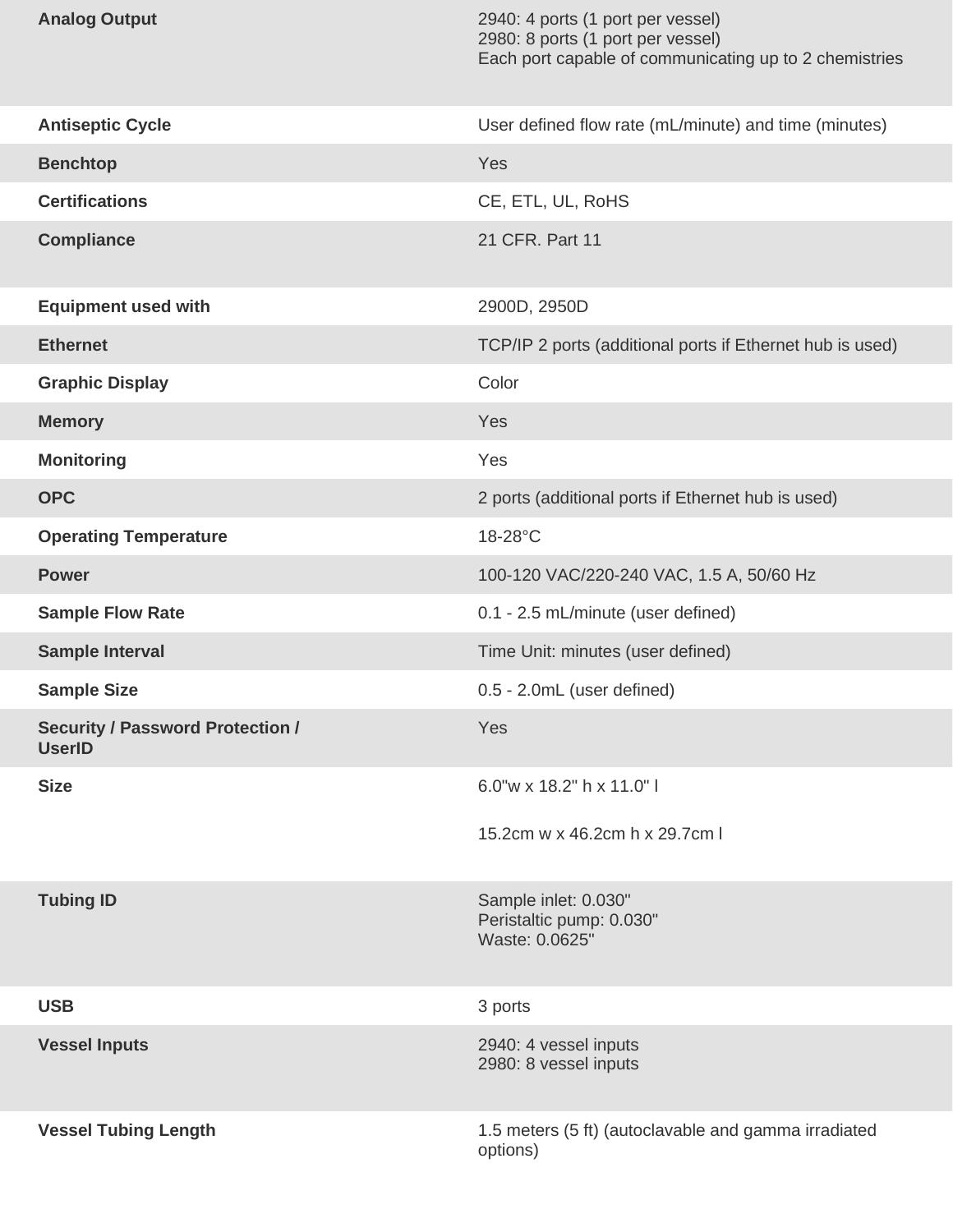| | |
|---|---|
| **Analog Output** | 2940: 4 ports (1 port per vessel)<br>2980: 8 ports (1 port per vessel)<br>Each port capable of communicating up to 2 chemistries |
| **Antiseptic Cycle** | User defined flow rate (mL/minute) and time (minutes) |
| **Benchtop** | Yes |
| **Certifications** | CE, ETL, UL, RoHS |
| **Compliance** | 21 CFR. Part 11 |
| **Equipment used with** | 2900D, 2950D |
| **Ethernet** | TCP/IP 2 ports (additional ports if Ethernet hub is used) |
| **Graphic Display** | Color |
| **Memory** | Yes |
| **Monitoring** | Yes |
| **OPC** | 2 ports (additional ports if Ethernet hub is used) |
| **Operating Temperature** | 18-28°C |
| **Power** | 100-120 VAC/220-240 VAC, 1.5 A, 50/60 Hz |
| **Sample Flow Rate** | 0.1 - 2.5 mL/minute (user defined) |
| **Sample Interval** | Time Unit: minutes (user defined) |
| **Sample Size** | 0.5 - 2.0mL (user defined) |
| **Security / Password Protection / UserID** | Yes |
| **Size** | 6.0"w x 18.2" h x 11.0" l<br><br>15.2cm w x 46.2cm h x 29.7cm l |
| **Tubing ID** | Sample inlet: 0.030"<br>Peristaltic pump: 0.030"<br>Waste: 0.0625" |
| **USB** | 3 ports |
| **Vessel Inputs** | 2940: 4 vessel inputs<br>2980: 8 vessel inputs |
| **Vessel Tubing Length** | 1.5 meters (5 ft) (autoclavable and gamma irradiated options) |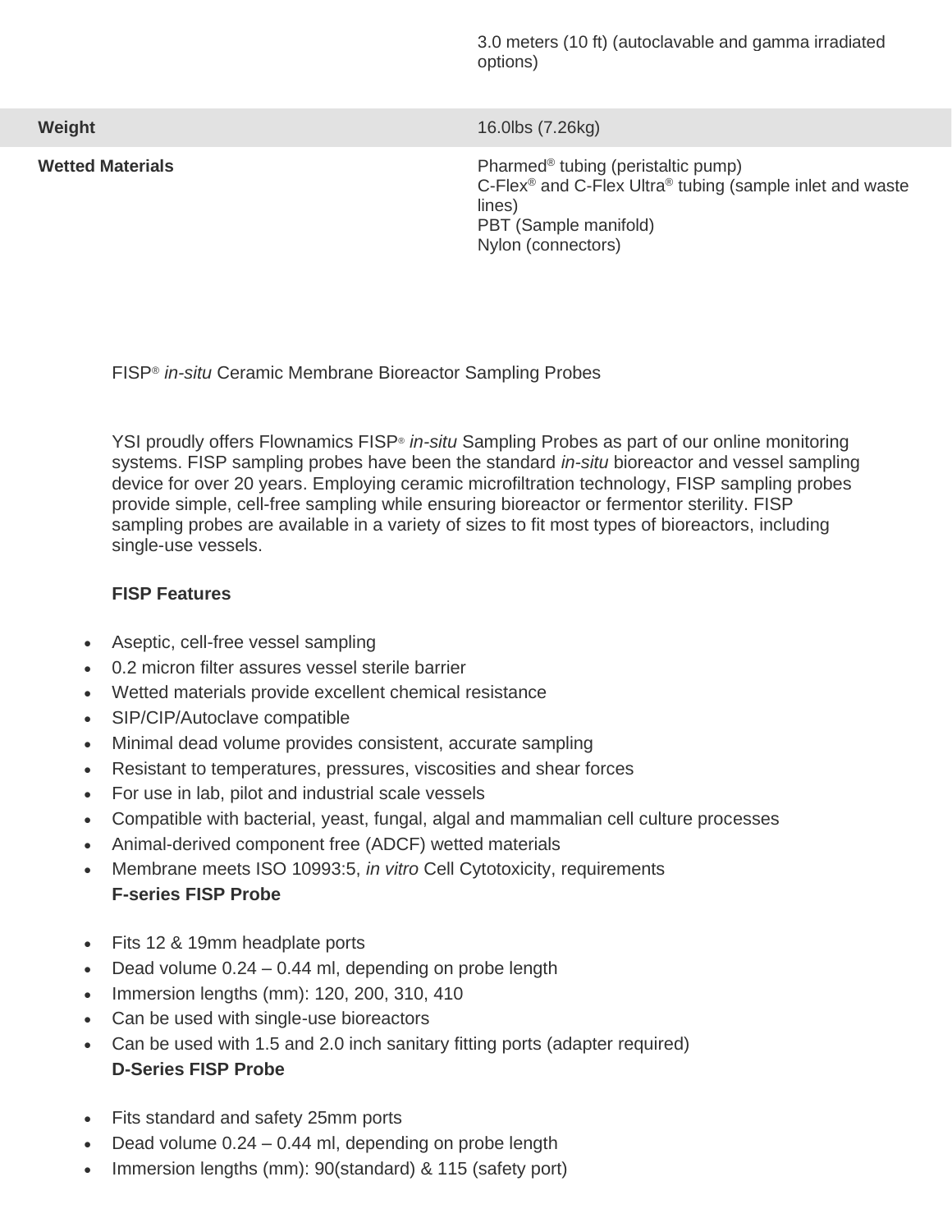| | |
|---|---|
| | 3.0 meters (10 ft) (autoclavable and gamma irradiated options) |
| **Weight** | 16.0lbs (7.26kg) |
| **Wetted Materials** | Pharmed® tubing (peristaltic pump)<br>C-Flex® and C-Flex Ultra® tubing (sample inlet and waste lines)<br>PBT (Sample manifold)<br>Nylon (connectors) |

FISP® *in-situ* Ceramic Membrane Bioreactor Sampling Probes

YSI proudly offers Flownamics FISP® *in-situ* Sampling Probes as part of our online monitoring systems. FISP sampling probes have been the standard *in-situ* bioreactor and vessel sampling device for over 20 years. Employing ceramic microfiltration technology, FISP sampling probes provide simple, cell-free sampling while ensuring bioreactor or fermentor sterility. FISP sampling probes are available in a variety of sizes to fit most types of bioreactors, including single-use vessels.

**FISP Features**

- Aseptic, cell-free vessel sampling
- 0.2 micron filter assures vessel sterile barrier
- Wetted materials provide excellent chemical resistance
- SIP/CIP/Autoclave compatible
- Minimal dead volume provides consistent, accurate sampling
- Resistant to temperatures, pressures, viscosities and shear forces
- For use in lab, pilot and industrial scale vessels
- Compatible with bacterial, yeast, fungal, algal and mammalian cell culture processes
- Animal-derived component free (ADCF) wetted materials
- Membrane meets ISO 10993:5, *in vitro* Cell Cytotoxicity, requirements

**F-series FISP Probe**

- Fits 12 & 19mm headplate ports
- Dead volume 0.24 – 0.44 ml, depending on probe length
- Immersion lengths (mm): 120, 200, 310, 410
- Can be used with single-use bioreactors
- Can be used with 1.5 and 2.0 inch sanitary fitting ports (adapter required)

**D-Series FISP Probe**

- Fits standard and safety 25mm ports
- Dead volume 0.24 – 0.44 ml, depending on probe length
- Immersion lengths (mm): 90(standard) & 115 (safety port)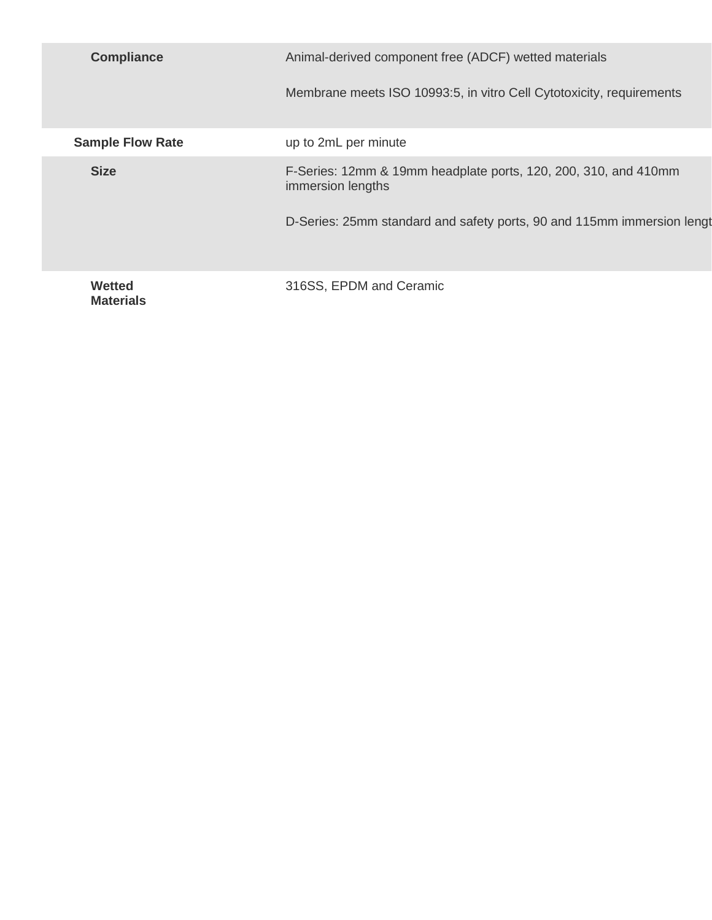| | |
|---|---|
| **Compliance** | Animal-derived component free (ADCF) wetted materials<br><br>Membrane meets ISO 10993:5, in vitro Cell Cytotoxicity, requirements |
| **Sample Flow Rate** | up to 2mL per minute |
| **Size** | F-Series: 12mm & 19mm headplate ports, 120, 200, 310, and 410mm immersion lengths<br><br>D-Series: 25mm standard and safety ports, 90 and 115mm immersion lengt |
| **Wetted Materials** | 316SS, EPDM and Ceramic |